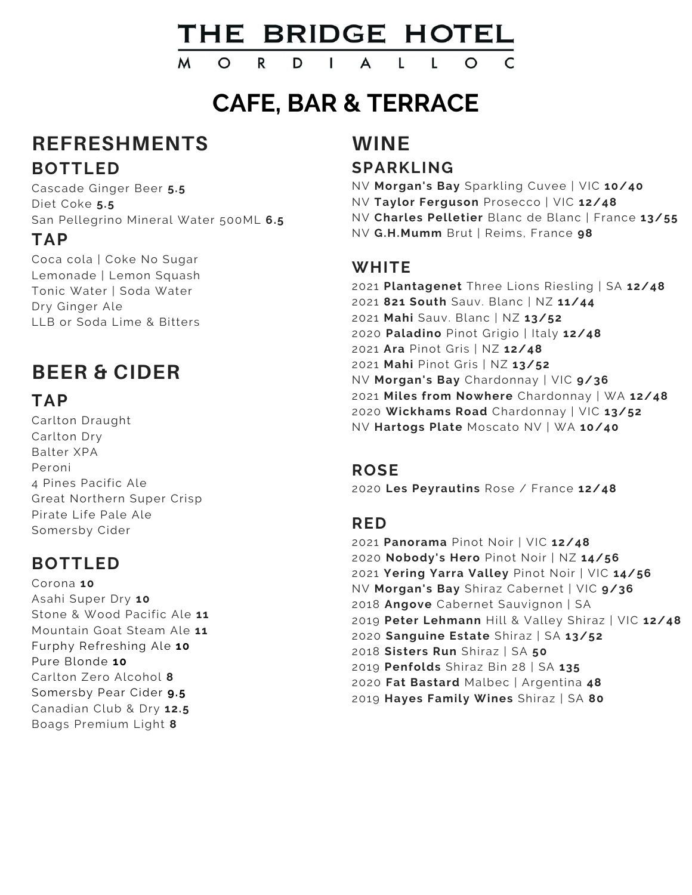# THE BRIDGE HOTEL

MORDIALLOC

## CAFE, BAR & TERRACE

## REFRESHMENTS

### BOTTLED

Cascade Ginger Beer **5.5**
Diet Coke **5.5**
San Pellegrino Mineral Water 500ML **6.5**

### TAP

Coca cola | Coke No Sugar
Lemonade | Lemon Squash
Tonic Water | Soda Water
Dry Ginger Ale
LLB or Soda Lime & Bitters

## BEER & CIDER

### TAP

Carlton Draught
Carlton Dry
Balter XPA
Peroni
4 Pines Pacific Ale
Great Northern Super Crisp
Pirate Life Pale Ale
Somersby Cider

### BOTTLED

Corona **10**
Asahi Super Dry **10**
Stone & Wood Pacific Ale **11**
Mountain Goat Steam Ale **11**
Furphy Refreshing Ale **10**
Pure Blonde **10**
Carlton Zero Alcohol **8**
Somersby Pear Cider **9.5**
Canadian Club & Dry **12.5**
Boags Premium Light **8**

## WINE

### SPARKLING

NV **Morgan's Bay** Sparkling Cuvee | VIC **10/40**
NV **Taylor Ferguson** Prosecco | VIC **12/48**
NV **Charles Pelletier** Blanc de Blanc | France **13/55**
NV **G.H.Mumm** Brut | Reims, France **98**

### WHITE

2021 **Plantagenet** Three Lions Riesling | SA **12/48**
2021 **821 South** Sauv. Blanc | NZ **11/44**
2021 **Mahi** Sauv. Blanc | NZ **13/52**
2020 **Paladino** Pinot Grigio | Italy **12/48**
2021 **Ara** Pinot Gris | NZ **12/48**
2021 **Mahi** Pinot Gris | NZ **13/52**
NV **Morgan's Bay** Chardonnay | VIC **9/36**
2021 **Miles from Nowhere** Chardonnay | WA **12/48**
2020 **Wickhams Road** Chardonnay | VIC **13/52**
NV **Hartogs Plate** Moscato NV | WA **10/40**

### ROSE

2020 **Les Peyrautins** Rose / France **12/48**

### RED

2021 **Panorama** Pinot Noir | VIC **12/48**
2020 **Nobody's Hero** Pinot Noir | NZ **14/56**
2021 **Yering Yarra Valley** Pinot Noir | VIC **14/56**
NV **Morgan's Bay** Shiraz Cabernet | VIC **9/36**
2018 **Angove** Cabernet Sauvignon | SA
2019 **Peter Lehmann** Hill & Valley Shiraz | VIC **12/48**
2020 **Sanguine Estate** Shiraz | SA **13/52**
2018 **Sisters Run** Shiraz | SA **50**
2019 **Penfolds** Shiraz Bin 28 | SA **135**
2020 **Fat Bastard** Malbec | Argentina **48**
2019 **Hayes Family Wines** Shiraz | SA **80**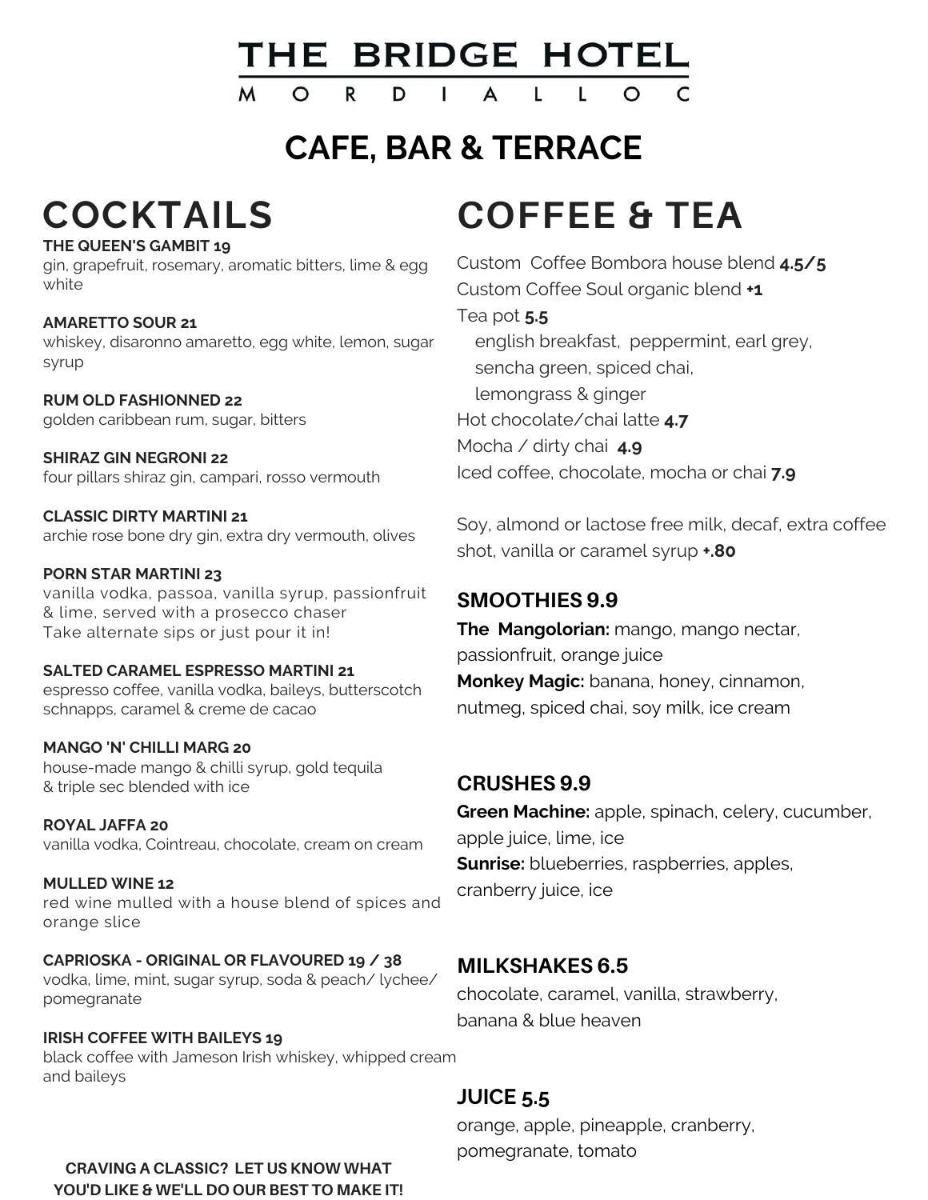# THE BRIDGE HOTEL

MORDIALLOC

## CAFE, BAR & TERRACE

## COCKTAILS

**THE QUEEN'S GAMBIT 19**
gin, grapefruit, rosemary, aromatic bitters, lime & egg white

**AMARETTO SOUR 21**
whiskey, disaronno amaretto, egg white, lemon, sugar syrup

**RUM OLD FASHIONNED 22**
golden caribbean rum, sugar, bitters

**SHIRAZ GIN NEGRONI 22**
four pillars shiraz gin, campari, rosso vermouth

**CLASSIC DIRTY MARTINI 21**
archie rose bone dry gin, extra dry vermouth, olives

**PORN STAR MARTINI 23**
vanilla vodka, passoa, vanilla syrup, passionfruit & lime, served with a prosecco chaser
Take alternate sips or just pour it in!

**SALTED CARAMEL ESPRESSO MARTINI 21**
espresso coffee, vanilla vodka, baileys, butterscotch schnapps, caramel & creme de cacao

**MANGO 'N' CHILLI MARG 20**
house-made mango & chilli syrup, gold tequila & triple sec blended with ice

**ROYAL JAFFA 20**
vanilla vodka, Cointreau, chocolate, cream on cream

**MULLED WINE 12**
red wine mulled with a house blend of spices and orange slice

**CAPRIOSKA - ORIGINAL OR FLAVOURED 19 / 38**
vodka, lime, mint, sugar syrup, soda & peach/ lychee/ pomegranate

**IRISH COFFEE WITH BAILEYS 19**
black coffee with Jameson Irish whiskey, whipped cream and baileys

**CRAVING A CLASSIC? LET US KNOW WHAT YOU'D LIKE & WE'LL DO OUR BEST TO MAKE IT!**

## COFFEE & TEA

Custom Coffee Bombora house blend **4.5/5**
Custom Coffee Soul organic blend **+1**
Tea pot **5.5**
english breakfast, peppermint, earl grey, sencha green, spiced chai, lemongrass & ginger
Hot chocolate/chai latte **4.7**
Mocha / dirty chai **4.9**
Iced coffee, chocolate, mocha or chai **7.9**

Soy, almond or lactose free milk, decaf, extra coffee shot, vanilla or caramel syrup **+.80**

### SMOOTHIES 9.9

**The Mangolorian:** mango, mango nectar, passionfruit, orange juice
**Monkey Magic:** banana, honey, cinnamon, nutmeg, spiced chai, soy milk, ice cream

### CRUSHES 9.9

**Green Machine:** apple, spinach, celery, cucumber, apple juice, lime, ice
**Sunrise:** blueberries, raspberries, apples, cranberry juice, ice

### MILKSHAKES 6.5

chocolate, caramel, vanilla, strawberry, banana & blue heaven

### JUICE 5.5

orange, apple, pineapple, cranberry, pomegranate, tomato